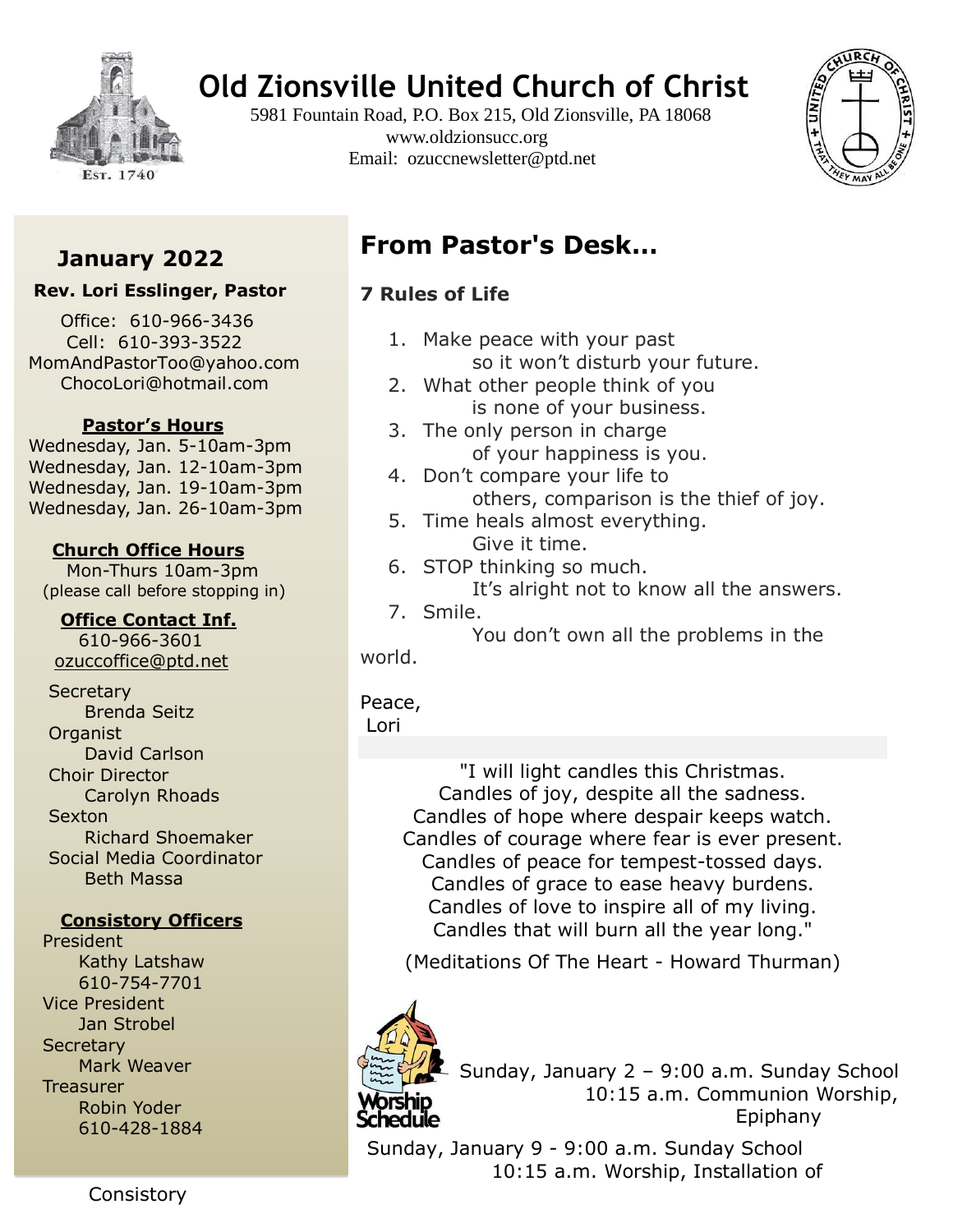# Old Zionsville United Church of Christ

5981 Fountain Road, P.O. Box 215, Old Zionsville, PA 18068
www.oldzionsucc.org
Email: ozuccnewsletter@ptd.net

## January 2022

**Rev. Lori Esslinger, Pastor**

Office: 610-966-3436
Cell: 610-393-3522
MomAndPastorToo@yahoo.com
ChocoLori@hotmail.com

**Pastor's Hours**

Wednesday, Jan. 5-10am-3pm
Wednesday, Jan. 12-10am-3pm
Wednesday, Jan. 19-10am-3pm
Wednesday, Jan. 26-10am-3pm

**Church Office Hours**

Mon-Thurs 10am-3pm
(please call before stopping in)

**Office Contact Inf.**

610-966-3601
ozuccoffice@ptd.net

Secretary
Brenda Seitz
Organist
David Carlson
Choir Director
Carolyn Rhoads
Sexton
Richard Shoemaker
Social Media Coordinator
Beth Massa

**Consistory Officers**

President
Kathy Latshaw
610-754-7701
Vice President
Jan Strobel
Secretary
Mark Weaver
Treasurer
Robin Yoder
610-428-1884

## From Pastor's Desk…

**7 Rules of Life**

1. Make peace with your past so it won't disturb your future.
2. What other people think of you is none of your business.
3. The only person in charge of your happiness is you.
4. Don't compare your life to others, comparison is the thief of joy.
5. Time heals almost everything. Give it time.
6. STOP thinking so much. It's alright not to know all the answers.
7. Smile. You don't own all the problems in the world.

Peace,
Lori

"I will light candles this Christmas.
Candles of joy, despite all the sadness.
Candles of hope where despair keeps watch.
Candles of courage where fear is ever present.
Candles of peace for tempest-tossed days.
Candles of grace to ease heavy burdens.
Candles of love to inspire all of my living.
Candles that will burn all the year long."

(Meditations Of The Heart - Howard Thurman)

**Worship Schedule**

Sunday, January 2 – 9:00 a.m. Sunday School
10:15 a.m. Communion Worship, Epiphany

Sunday, January 9 - 9:00 a.m. Sunday School
10:15 a.m. Worship, Installation of Consistory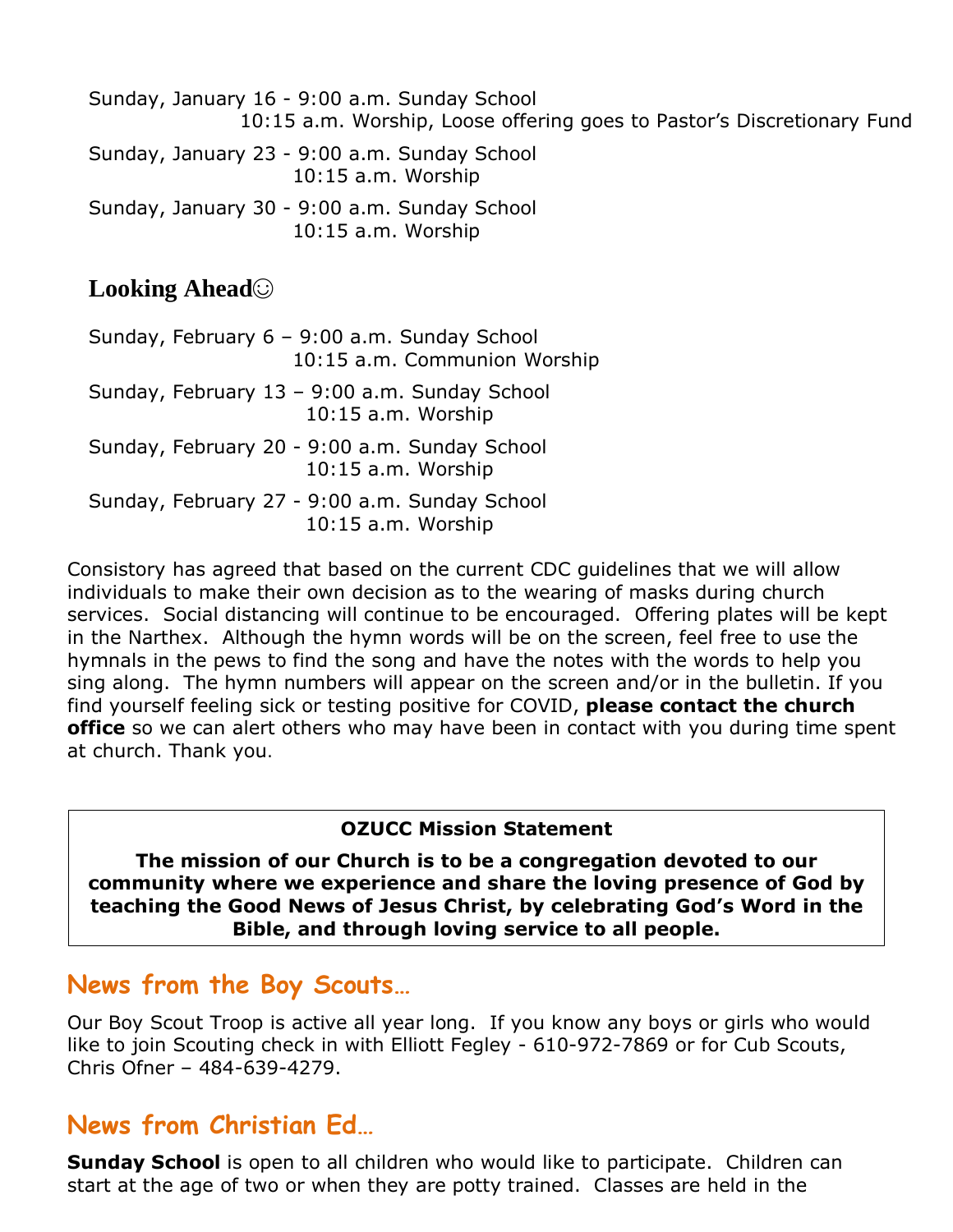Sunday, January 16 - 9:00 a.m. Sunday School
10:15 a.m. Worship, Loose offering goes to Pastor's Discretionary Fund

Sunday, January 23 - 9:00 a.m. Sunday School
10:15 a.m. Worship

Sunday, January 30 - 9:00 a.m. Sunday School
10:15 a.m. Worship

## Looking Ahead☺

Sunday, February 6 – 9:00 a.m. Sunday School
10:15 a.m. Communion Worship

Sunday, February 13 – 9:00 a.m. Sunday School
10:15 a.m. Worship

Sunday, February 20 - 9:00 a.m. Sunday School
10:15 a.m. Worship

Sunday, February 27 - 9:00 a.m. Sunday School
10:15 a.m. Worship

Consistory has agreed that based on the current CDC guidelines that we will allow individuals to make their own decision as to the wearing of masks during church services. Social distancing will continue to be encouraged. Offering plates will be kept in the Narthex. Although the hymn words will be on the screen, feel free to use the hymnals in the pews to find the song and have the notes with the words to help you sing along. The hymn numbers will appear on the screen and/or in the bulletin. If you find yourself feeling sick or testing positive for COVID, **please contact the church office** so we can alert others who may have been in contact with you during time spent at church. Thank you.

**OZUCC Mission Statement**

**The mission of our Church is to be a congregation devoted to our community where we experience and share the loving presence of God by teaching the Good News of Jesus Christ, by celebrating God's Word in the Bible, and through loving service to all people.**

## News from the Boy Scouts…

Our Boy Scout Troop is active all year long. If you know any boys or girls who would like to join Scouting check in with Elliott Fegley - 610-972-7869 or for Cub Scouts, Chris Ofner – 484-639-4279.

## News from Christian Ed…

**Sunday School** is open to all children who would like to participate. Children can start at the age of two or when they are potty trained. Classes are held in the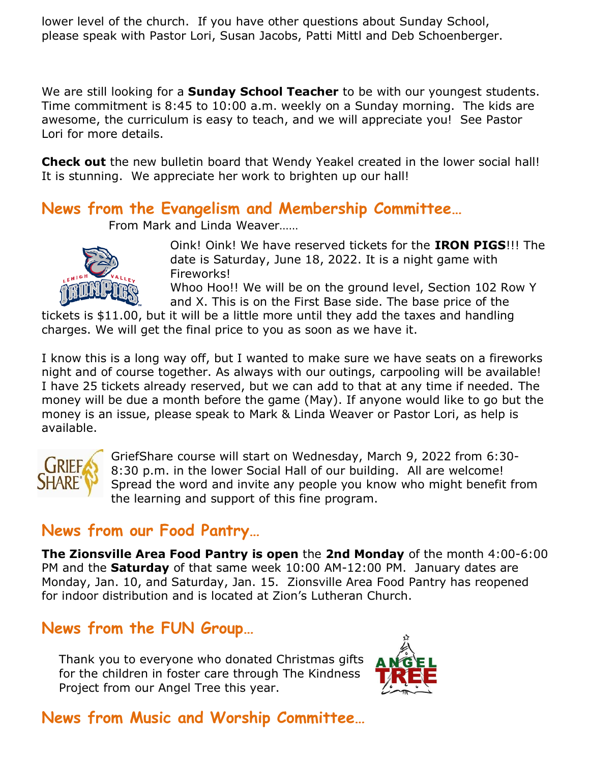lower level of the church. If you have other questions about Sunday School, please speak with Pastor Lori, Susan Jacobs, Patti Mittl and Deb Schoenberger.

We are still looking for a **Sunday School Teacher** to be with our youngest students. Time commitment is 8:45 to 10:00 a.m. weekly on a Sunday morning. The kids are awesome, the curriculum is easy to teach, and we will appreciate you! See Pastor Lori for more details.

**Check out** the new bulletin board that Wendy Yeakel created in the lower social hall! It is stunning. We appreciate her work to brighten up our hall!

## News from the Evangelism and Membership Committee…

From Mark and Linda Weaver……

Oink! Oink! We have reserved tickets for the **IRON PIGS**!!! The date is Saturday, June 18, 2022. It is a night game with Fireworks!

Whoo Hoo!! We will be on the ground level, Section 102 Row Y and X. This is on the First Base side. The base price of the tickets is $11.00, but it will be a little more until they add the taxes and handling charges. We will get the final price to you as soon as we have it.

I know this is a long way off, but I wanted to make sure we have seats on a fireworks night and of course together. As always with our outings, carpooling will be available! I have 25 tickets already reserved, but we can add to that at any time if needed. The money will be due a month before the game (May). If anyone would like to go but the money is an issue, please speak to Mark & Linda Weaver or Pastor Lori, as help is available.

GriefShare course will start on Wednesday, March 9, 2022 from 6:30-8:30 p.m. in the lower Social Hall of our building. All are welcome! Spread the word and invite any people you know who might benefit from the learning and support of this fine program.

## News from our Food Pantry…

**The Zionsville Area Food Pantry is open** the **2nd Monday** of the month 4:00-6:00 PM and the **Saturday** of that same week 10:00 AM-12:00 PM. January dates are Monday, Jan. 10, and Saturday, Jan. 15. Zionsville Area Food Pantry has reopened for indoor distribution and is located at Zion's Lutheran Church.

## News from the FUN Group…

Thank you to everyone who donated Christmas gifts for the children in foster care through The Kindness Project from our Angel Tree this year.

## News from Music and Worship Committee…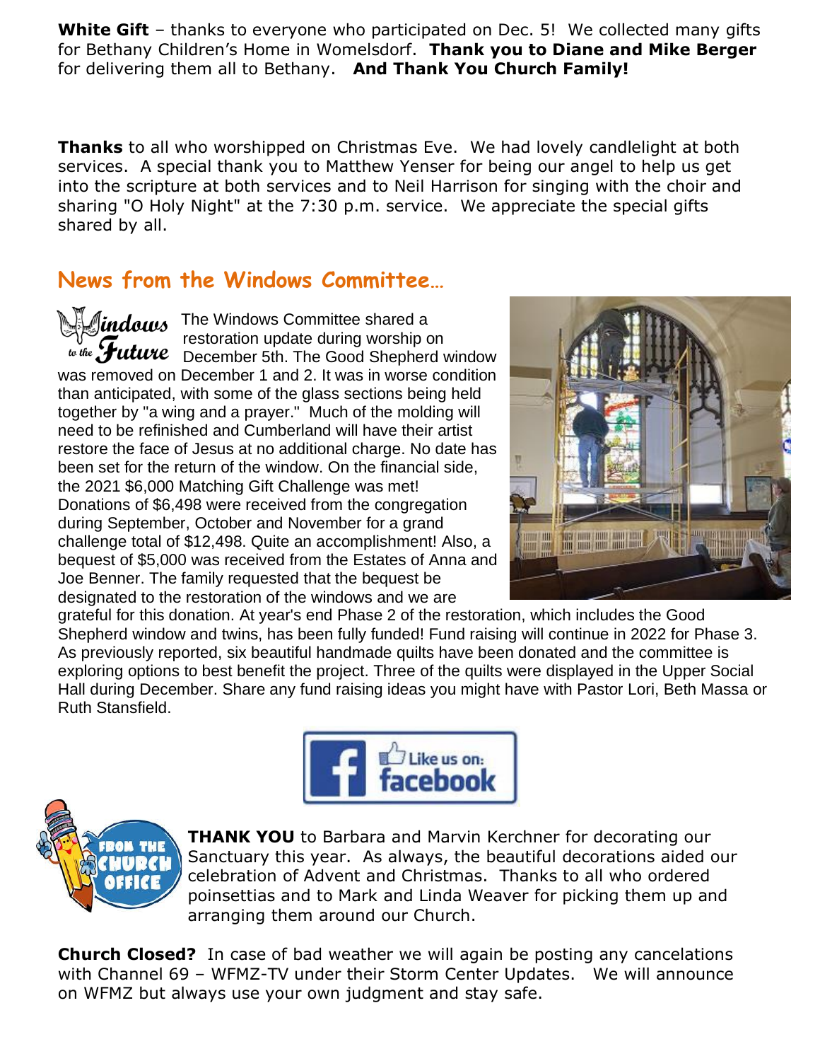**White Gift** – thanks to everyone who participated on Dec. 5! We collected many gifts for Bethany Children's Home in Womelsdorf. **Thank you to Diane and Mike Berger** for delivering them all to Bethany. **And Thank You Church Family!**

**Thanks** to all who worshipped on Christmas Eve. We had lovely candlelight at both services. A special thank you to Matthew Yenser for being our angel to help us get into the scripture at both services and to Neil Harrison for singing with the choir and sharing "O Holy Night" at the 7:30 p.m. service. We appreciate the special gifts shared by all.

## News from the Windows Committee…

The Windows Committee shared a restoration update during worship on December 5th. The Good Shepherd window was removed on December 1 and 2. It was in worse condition than anticipated, with some of the glass sections being held together by "a wing and a prayer." Much of the molding will need to be refinished and Cumberland will have their artist restore the face of Jesus at no additional charge. No date has been set for the return of the window. On the financial side, the 2021 $6,000 Matching Gift Challenge was met! Donations of $6,498 were received from the congregation during September, October and November for a grand challenge total of $12,498. Quite an accomplishment! Also, a bequest of $5,000 was received from the Estates of Anna and Joe Benner. The family requested that the bequest be designated to the restoration of the windows and we are grateful for this donation. At year's end Phase 2 of the restoration, which includes the Good Shepherd window and twins, has been fully funded! Fund raising will continue in 2022 for Phase 3. As previously reported, six beautiful handmade quilts have been donated and the committee is exploring options to best benefit the project. Three of the quilts were displayed in the Upper Social Hall during December. Share any fund raising ideas you might have with Pastor Lori, Beth Massa or Ruth Stansfield.

**THANK YOU** to Barbara and Marvin Kerchner for decorating our Sanctuary this year. As always, the beautiful decorations aided our celebration of Advent and Christmas. Thanks to all who ordered poinsettias and to Mark and Linda Weaver for picking them up and arranging them around our Church.

**Church Closed?** In case of bad weather we will again be posting any cancelations with Channel 69 – WFMZ-TV under their Storm Center Updates. We will announce on WFMZ but always use your own judgment and stay safe.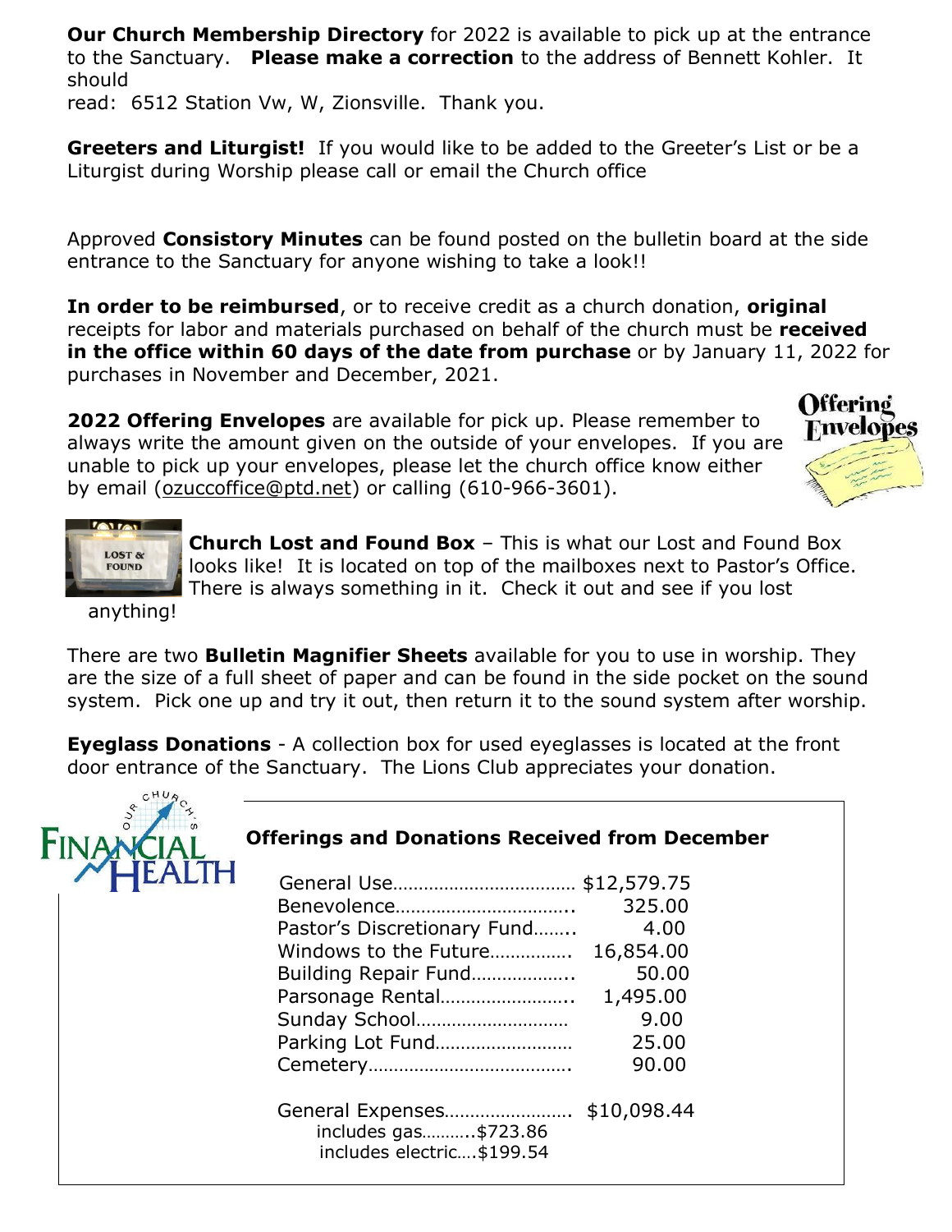**Our Church Membership Directory** for 2022 is available to pick up at the entrance to the Sanctuary. **Please make a correction** to the address of Bennett Kohler. It should
read: 6512 Station Vw, W, Zionsville. Thank you.

**Greeters and Liturgist!** If you would like to be added to the Greeter's List or be a Liturgist during Worship please call or email the Church office

Approved **Consistory Minutes** can be found posted on the bulletin board at the side entrance to the Sanctuary for anyone wishing to take a look!!

**In order to be reimbursed**, or to receive credit as a church donation, **original** receipts for labor and materials purchased on behalf of the church must be **received in the office within 60 days of the date from purchase** or by January 11, 2022 for purchases in November and December, 2021.

**2022 Offering Envelopes** are available for pick up. Please remember to always write the amount given on the outside of your envelopes. If you are unable to pick up your envelopes, please let the church office know either by email (ozuccoffice@ptd.net) or calling (610-966-3601).

**Church Lost and Found Box** – This is what our Lost and Found Box looks like! It is located on top of the mailboxes next to Pastor's Office. There is always something in it. Check it out and see if you lost anything!

There are two **Bulletin Magnifier Sheets** available for you to use in worship. They are the size of a full sheet of paper and can be found in the side pocket on the sound system. Pick one up and try it out, then return it to the sound system after worship.

**Eyeglass Donations** - A collection box for used eyeglasses is located at the front door entrance of the Sanctuary. The Lions Club appreciates your donation.

## Our Church's Financial Health

### Offerings and Donations Received from December

| Item | Amount |
|---|---|
| General Use | $12,579.75 |
| Benevolence | 325.00 |
| Pastor's Discretionary Fund | 4.00 |
| Windows to the Future | 16,854.00 |
| Building Repair Fund | 50.00 |
| Parsonage Rental | 1,495.00 |
| Sunday School | 9.00 |
| Parking Lot Fund | 25.00 |
| Cemetery | 90.00 |

General Expenses........................ $10,098.44
- includes gas...........$723.86
- includes electric....$199.54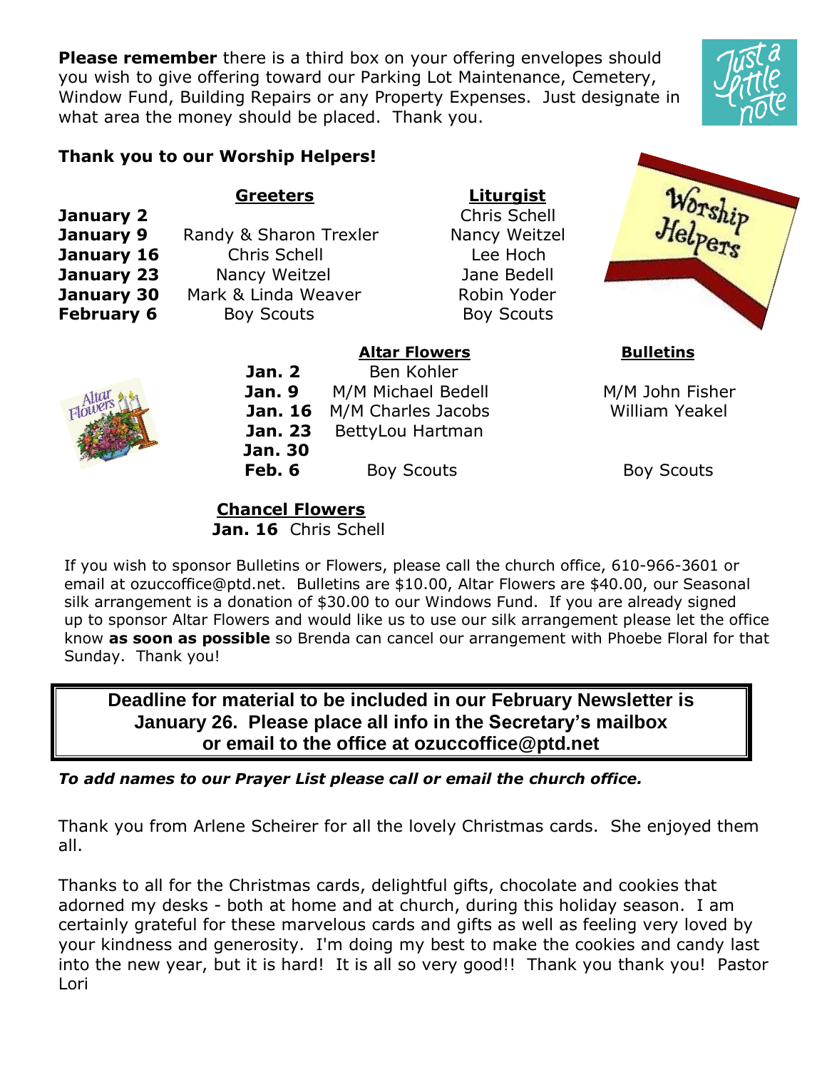**Please remember** there is a third box on your offering envelopes should you wish to give offering toward our Parking Lot Maintenance, Cemetery, Window Fund, Building Repairs or any Property Expenses. Just designate in what area the money should be placed. Thank you.

**Thank you to our Worship Helpers!**

| | Greeters | Liturgist |
|---|---|---|
| **January 2** | | Chris Schell |
| **January 9** | Randy & Sharon Trexler | Nancy Weitzel |
| **January 16** | Chris Schell | Lee Hoch |
| **January 23** | Nancy Weitzel | Jane Bedell |
| **January 30** | Mark & Linda Weaver | Robin Yoder |
| **February 6** | Boy Scouts | Boy Scouts |

| | Altar Flowers | Bulletins |
|---|---|---|
| **Jan. 2** | Ben Kohler | |
| **Jan. 9** | M/M Michael Bedell | M/M John Fisher |
| **Jan. 16** | M/M Charles Jacobs | William Yeakel |
| **Jan. 23** | BettyLou Hartman | |
| **Jan. 30** | | |
| **Feb. 6** | Boy Scouts | Boy Scouts |

**Chancel Flowers**

**Jan. 16** Chris Schell

If you wish to sponsor Bulletins or Flowers, please call the church office, 610-966-3601 or email at ozuccoffice@ptd.net. Bulletins are $10.00, Altar Flowers are $40.00, our Seasonal silk arrangement is a donation of $30.00 to our Windows Fund. If you are already signed up to sponsor Altar Flowers and would like us to use our silk arrangement please let the office know **as soon as possible** so Brenda can cancel our arrangement with Phoebe Floral for that Sunday. Thank you!

**Deadline for material to be included in our February Newsletter is January 26. Please place all info in the Secretary's mailbox or email to the office at ozuccoffice@ptd.net**

***To add names to our Prayer List please call or email the church office.***

Thank you from Arlene Scheirer for all the lovely Christmas cards. She enjoyed them all.

Thanks to all for the Christmas cards, delightful gifts, chocolate and cookies that adorned my desks - both at home and at church, during this holiday season. I am certainly grateful for these marvelous cards and gifts as well as feeling very loved by your kindness and generosity. I'm doing my best to make the cookies and candy last into the new year, but it is hard! It is all so very good!! Thank you thank you! Pastor Lori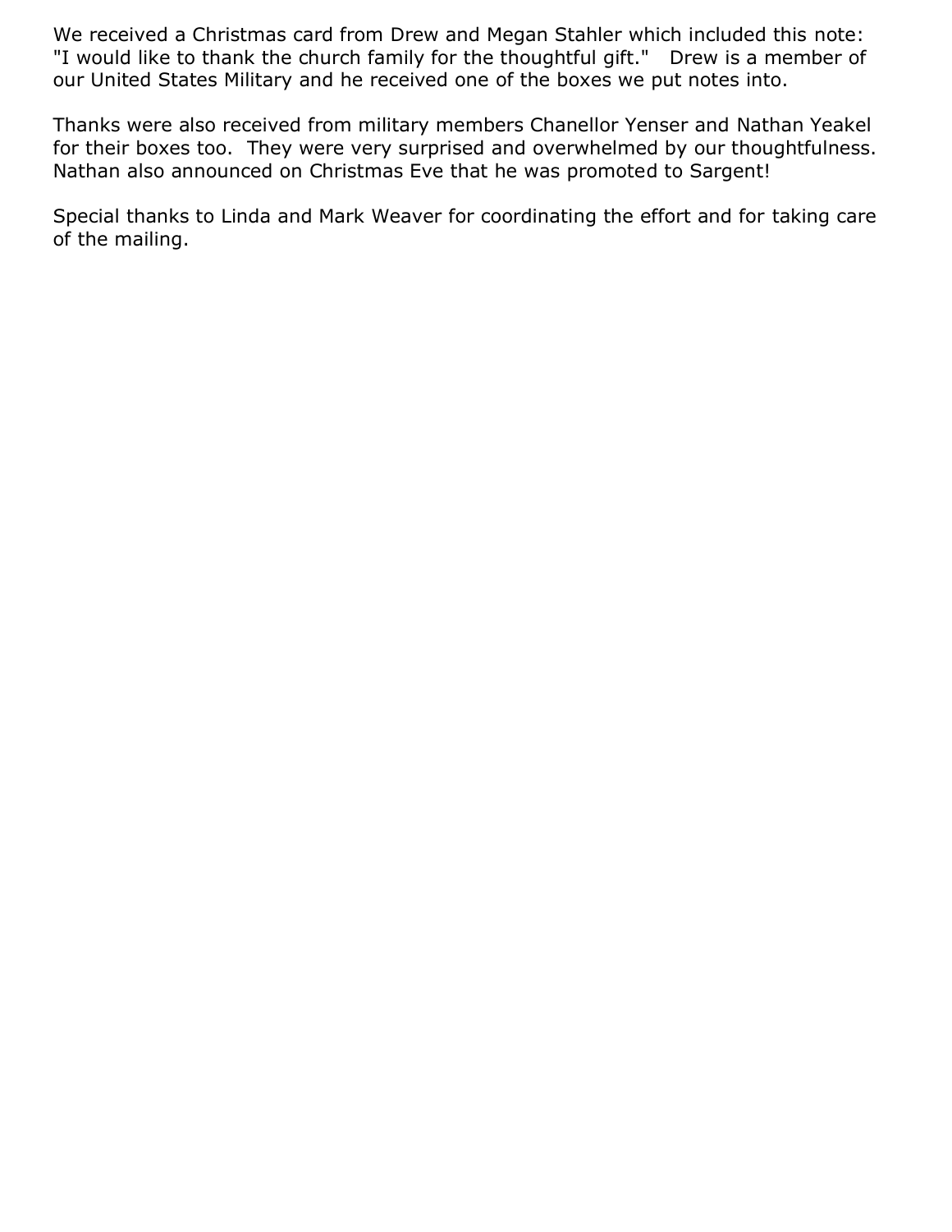We received a Christmas card from Drew and Megan Stahler which included this note: "I would like to thank the church family for the thoughtful gift."   Drew is a member of our United States Military and he received one of the boxes we put notes into.

Thanks were also received from military members Chanellor Yenser and Nathan Yeakel for their boxes too.  They were very surprised and overwhelmed by our thoughtfulness. Nathan also announced on Christmas Eve that he was promoted to Sargent!

Special thanks to Linda and Mark Weaver for coordinating the effort and for taking care of the mailing.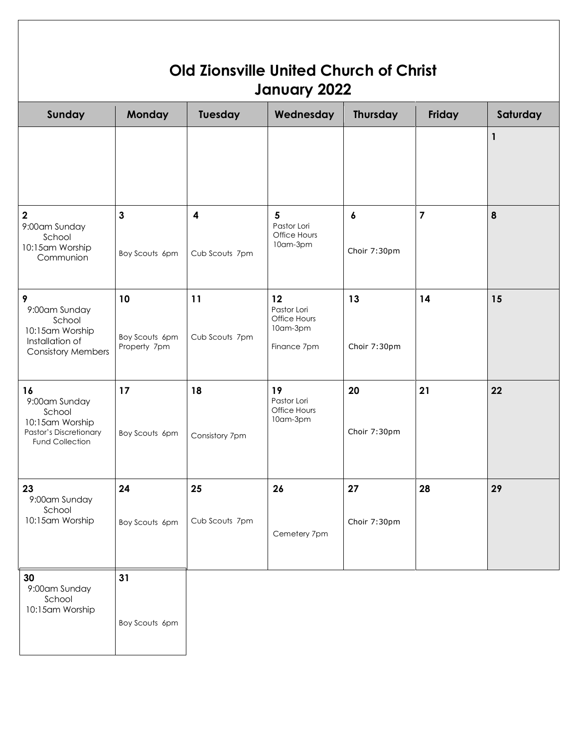# Old Zionsville United Church of Christ
## January 2022

| Sunday | Monday | Tuesday | Wednesday | Thursday | Friday | Saturday |
|---|---|---|---|---|---|---|
| | | | | | | **1** |
| **2** 9:00am Sunday School 10:15am Worship Communion | **3** Boy Scouts 6pm | **4** Cub Scouts 7pm | **5** Pastor Lori Office Hours 10am-3pm | **6** Choir 7:30pm | **7** | **8** |
| **9** 9:00am Sunday School 10:15am Worship Installation of Consistory Members | **10** Boy Scouts 6pm Property 7pm | **11** Cub Scouts 7pm | **12** Pastor Lori Office Hours 10am-3pm Finance 7pm | **13** Choir 7:30pm | **14** | **15** |
| **16** 9:00am Sunday School 10:15am Worship Pastor's Discretionary Fund Collection | **17** Boy Scouts 6pm | **18** Consistory 7pm | **19** Pastor Lori Office Hours 10am-3pm | **20** Choir 7:30pm | **21** | **22** |
| **23** 9:00am Sunday School 10:15am Worship | **24** Boy Scouts 6pm | **25** Cub Scouts 7pm | **26** Cemetery 7pm | **27** Choir 7:30pm | **28** | **29** |
| **30** 9:00am Sunday School 10:15am Worship | **31** Boy Scouts 6pm | | | | | |